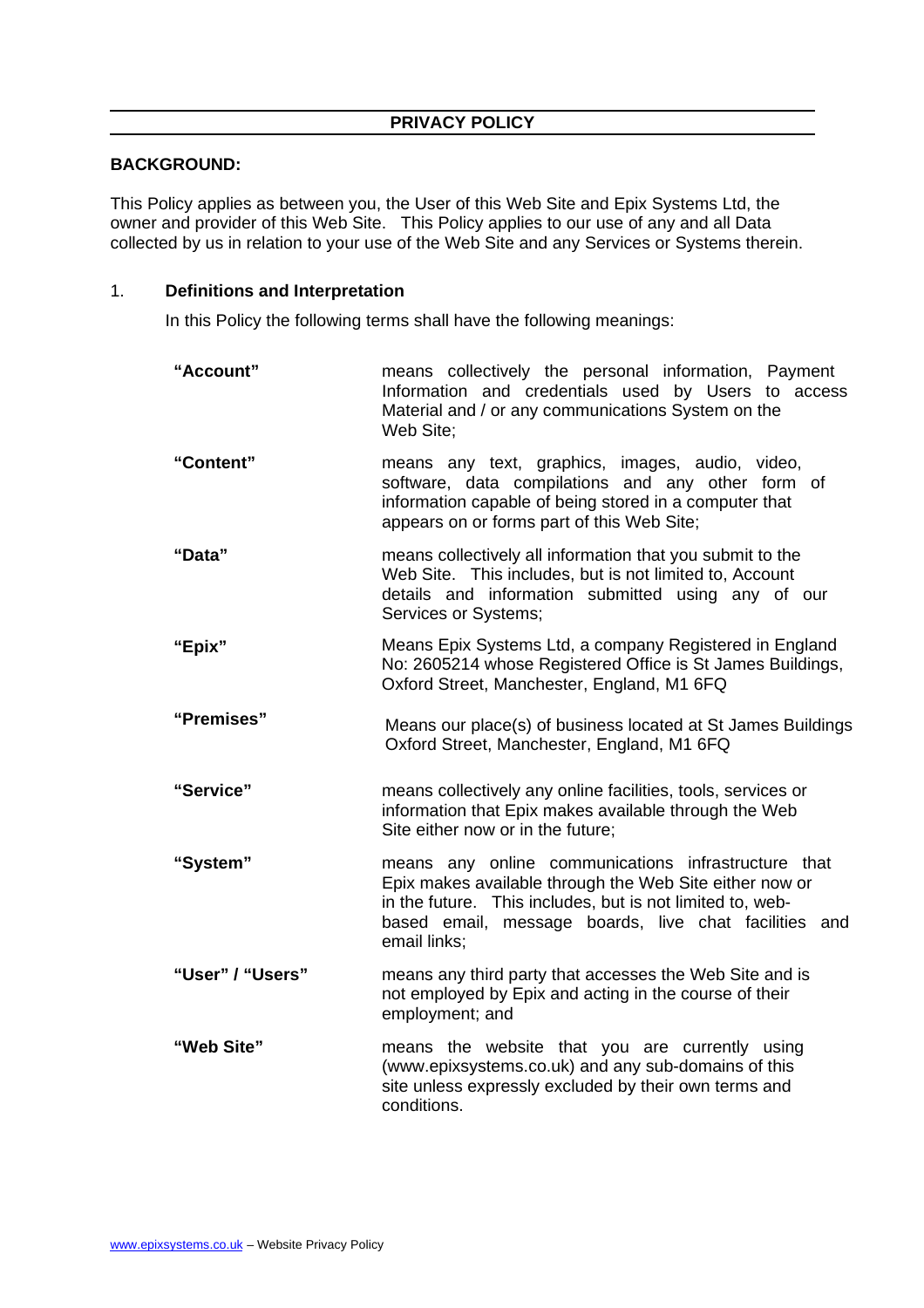# PRIVACY POLICY

**BACKGROUND:**

This Policy applies as between you, the User of this Web Site and Epix Systems Ltd, the owner and provider of this Web Site. This Policy applies to our use of any and all Data collected by us in relation to your use of the Web Site and any Services or Systems therein.

## 1. Definitions and Interpretation

In this Policy the following terms shall have the following meanings:

| | |
|---|---|
| **"Account"** | means collectively the personal information, Payment Information and credentials used by Users to access Material and / or any communications System on the Web Site; |
| **"Content"** | means any text, graphics, images, audio, video, software, data compilations and any other form of information capable of being stored in a computer that appears on or forms part of this Web Site; |
| **"Data"** | means collectively all information that you submit to the Web Site. This includes, but is not limited to, Account details and information submitted using any of our Services or Systems; |
| **"Epix"** | Means Epix Systems Ltd, a company Registered in England No: 2605214 whose Registered Office is St James Buildings, Oxford Street, Manchester, England, M1 6FQ |
| **"Premises"** | Means our place(s) of business located at St James Buildings Oxford Street, Manchester, England, M1 6FQ |
| **"Service"** | means collectively any online facilities, tools, services or information that Epix makes available through the Web Site either now or in the future; |
| **"System"** | means any online communications infrastructure that Epix makes available through the Web Site either now or in the future. This includes, but is not limited to, web-based email, message boards, live chat facilities and email links; |
| **"User" / "Users"** | means any third party that accesses the Web Site and is not employed by Epix and acting in the course of their employment; and |
| **"Web Site"** | means the website that you are currently using (www.epixsystems.co.uk) and any sub-domains of this site unless expressly excluded by their own terms and conditions. |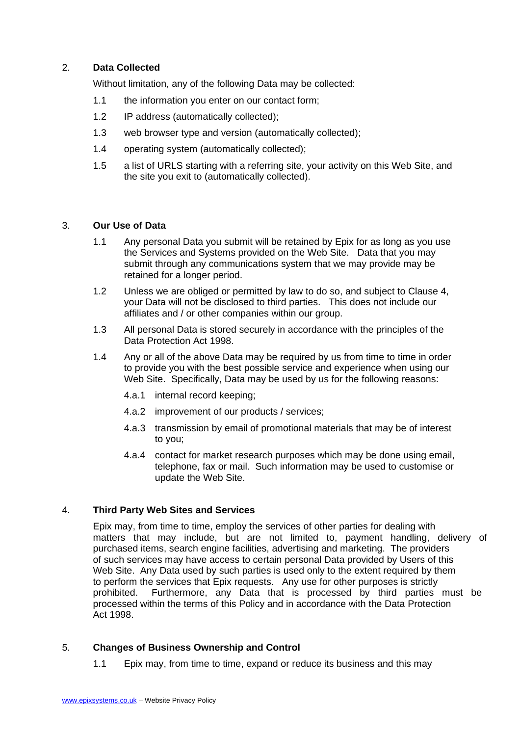## 2. Data Collected

Without limitation, any of the following Data may be collected:

1.1 the information you enter on our contact form;

1.2 IP address (automatically collected);

1.3 web browser type and version (automatically collected);

1.4 operating system (automatically collected);

1.5 a list of URLS starting with a referring site, your activity on this Web Site, and the site you exit to (automatically collected).

## 3. Our Use of Data

1.1 Any personal Data you submit will be retained by Epix for as long as you use the Services and Systems provided on the Web Site. Data that you may submit through any communications system that we may provide may be retained for a longer period.

1.2 Unless we are obliged or permitted by law to do so, and subject to Clause 4, your Data will not be disclosed to third parties. This does not include our affiliates and / or other companies within our group.

1.3 All personal Data is stored securely in accordance with the principles of the Data Protection Act 1998.

1.4 Any or all of the above Data may be required by us from time to time in order to provide you with the best possible service and experience when using our Web Site. Specifically, Data may be used by us for the following reasons:

4.a.1 internal record keeping;

4.a.2 improvement of our products / services;

4.a.3 transmission by email of promotional materials that may be of interest to you;

4.a.4 contact for market research purposes which may be done using email, telephone, fax or mail. Such information may be used to customise or update the Web Site.

## 4. Third Party Web Sites and Services

Epix may, from time to time, employ the services of other parties for dealing with matters that may include, but are not limited to, payment handling, delivery of purchased items, search engine facilities, advertising and marketing. The providers of such services may have access to certain personal Data provided by Users of this Web Site. Any Data used by such parties is used only to the extent required by them to perform the services that Epix requests. Any use for other purposes is strictly prohibited. Furthermore, any Data that is processed by third parties must be processed within the terms of this Policy and in accordance with the Data Protection Act 1998.

## 5. Changes of Business Ownership and Control

1.1 Epix may, from time to time, expand or reduce its business and this may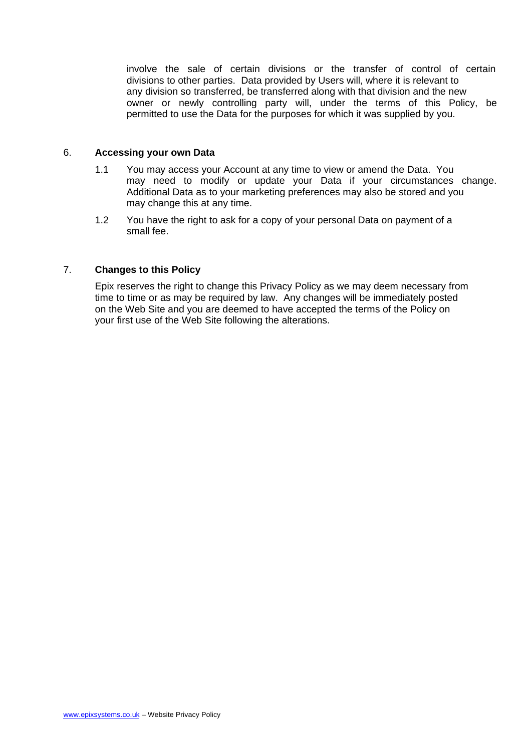involve the sale of certain divisions or the transfer of control of certain divisions to other parties. Data provided by Users will, where it is relevant to any division so transferred, be transferred along with that division and the new owner or newly controlling party will, under the terms of this Policy, be permitted to use the Data for the purposes for which it was supplied by you.

6. **Accessing your own Data**

1.1 You may access your Account at any time to view or amend the Data. You may need to modify or update your Data if your circumstances change. Additional Data as to your marketing preferences may also be stored and you may change this at any time.

1.2 You have the right to ask for a copy of your personal Data on payment of a small fee.

7. **Changes to this Policy**

Epix reserves the right to change this Privacy Policy as we may deem necessary from time to time or as may be required by law. Any changes will be immediately posted on the Web Site and you are deemed to have accepted the terms of the Policy on your first use of the Web Site following the alterations.